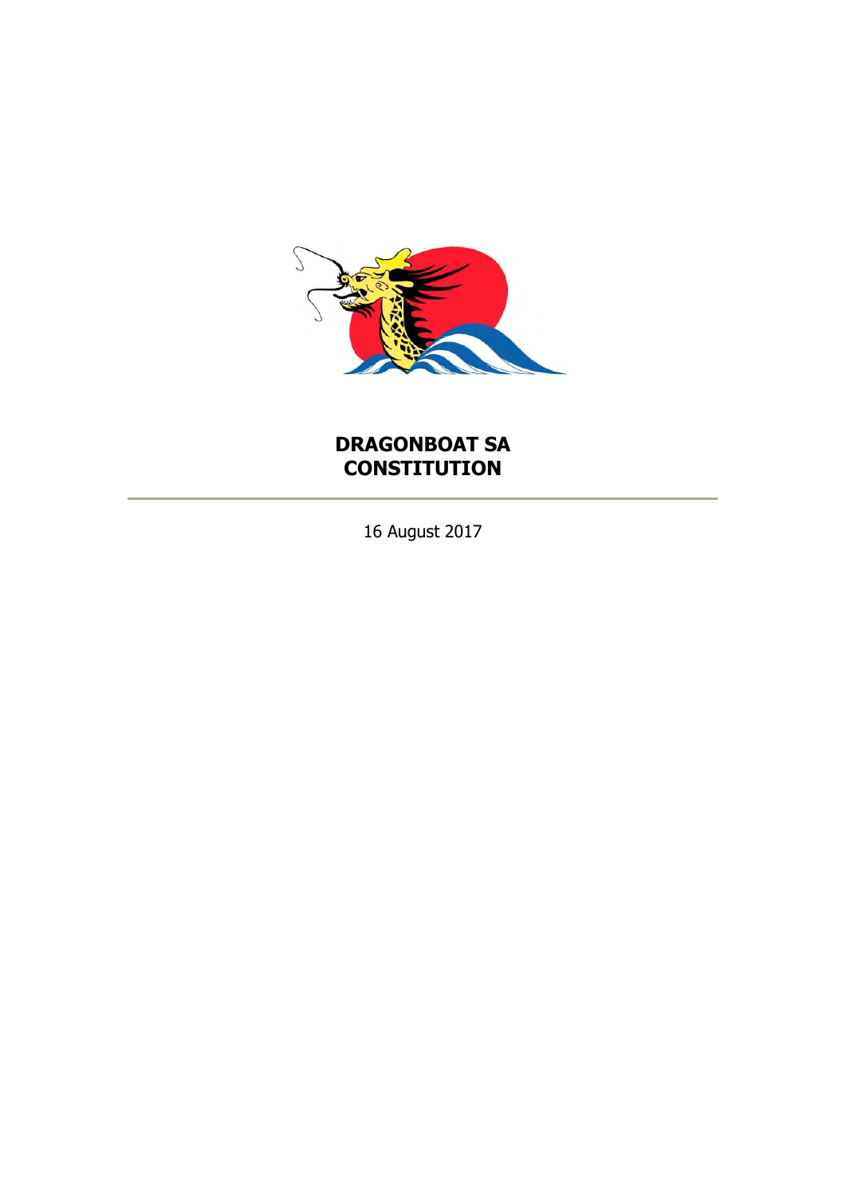# DRAGONBOAT SA CONSTITUTION

16 August 2017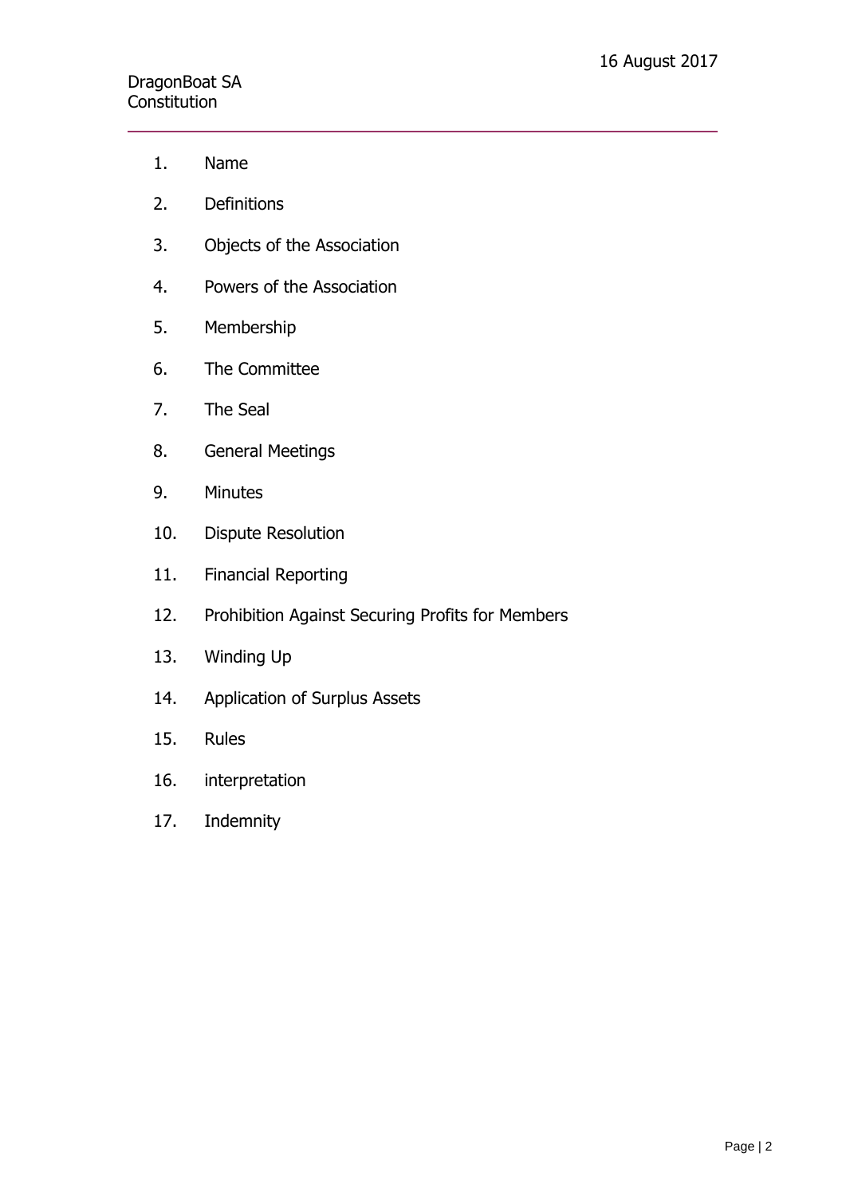1. Name
2. Definitions
3. Objects of the Association
4. Powers of the Association
5. Membership
6. The Committee
7. The Seal
8. General Meetings
9. Minutes
10. Dispute Resolution
11. Financial Reporting
12. Prohibition Against Securing Profits for Members
13. Winding Up
14. Application of Surplus Assets
15. Rules
16. interpretation
17. Indemnity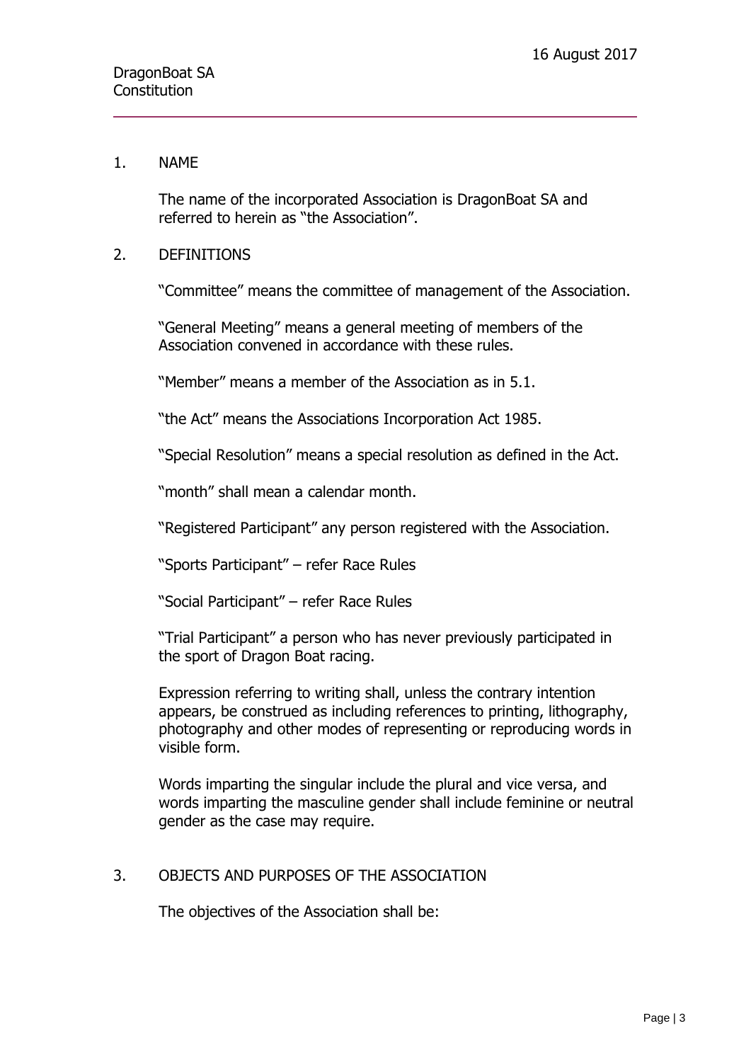## 1. NAME

The name of the incorporated Association is DragonBoat SA and referred to herein as "the Association".

## 2. DEFINITIONS

"Committee" means the committee of management of the Association.

"General Meeting" means a general meeting of members of the Association convened in accordance with these rules.

"Member" means a member of the Association as in 5.1.

"the Act" means the Associations Incorporation Act 1985.

"Special Resolution" means a special resolution as defined in the Act.

"month" shall mean a calendar month.

"Registered Participant" any person registered with the Association.

"Sports Participant" – refer Race Rules

"Social Participant" – refer Race Rules

"Trial Participant" a person who has never previously participated in the sport of Dragon Boat racing.

Expression referring to writing shall, unless the contrary intention appears, be construed as including references to printing, lithography, photography and other modes of representing or reproducing words in visible form.

Words imparting the singular include the plural and vice versa, and words imparting the masculine gender shall include feminine or neutral gender as the case may require.

## 3. OBJECTS AND PURPOSES OF THE ASSOCIATION

The objectives of the Association shall be: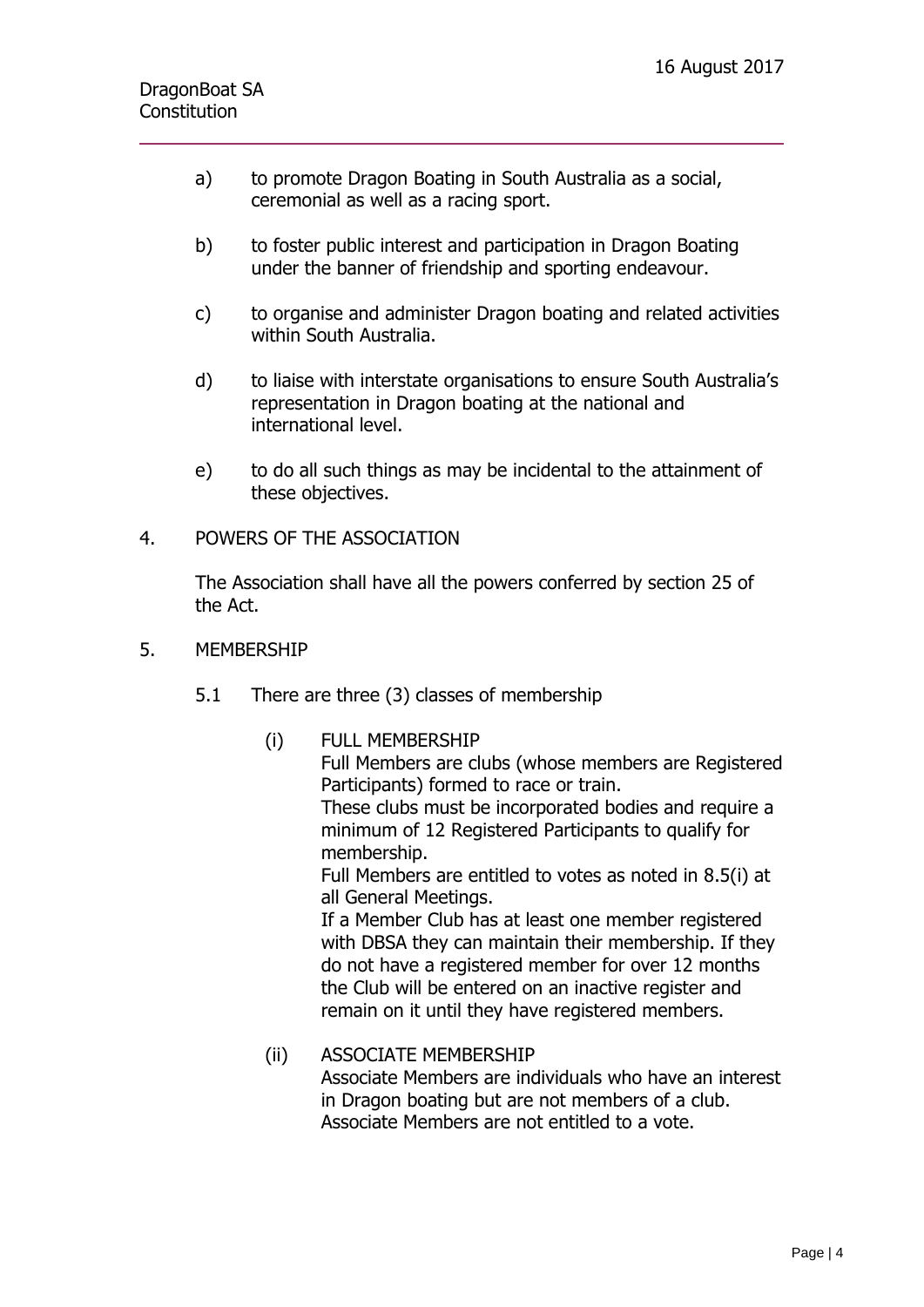a) to promote Dragon Boating in South Australia as a social, ceremonial as well as a racing sport.

b) to foster public interest and participation in Dragon Boating under the banner of friendship and sporting endeavour.

c) to organise and administer Dragon boating and related activities within South Australia.

d) to liaise with interstate organisations to ensure South Australia's representation in Dragon boating at the national and international level.

e) to do all such things as may be incidental to the attainment of these objectives.

## 4. POWERS OF THE ASSOCIATION

The Association shall have all the powers conferred by section 25 of the Act.

## 5. MEMBERSHIP

5.1 There are three (3) classes of membership

(i) FULL MEMBERSHIP
Full Members are clubs (whose members are Registered Participants) formed to race or train.
These clubs must be incorporated bodies and require a minimum of 12 Registered Participants to qualify for membership.
Full Members are entitled to votes as noted in 8.5(i) at all General Meetings.
If a Member Club has at least one member registered with DBSA they can maintain their membership. If they do not have a registered member for over 12 months the Club will be entered on an inactive register and remain on it until they have registered members.

(ii) ASSOCIATE MEMBERSHIP
Associate Members are individuals who have an interest in Dragon boating but are not members of a club.
Associate Members are not entitled to a vote.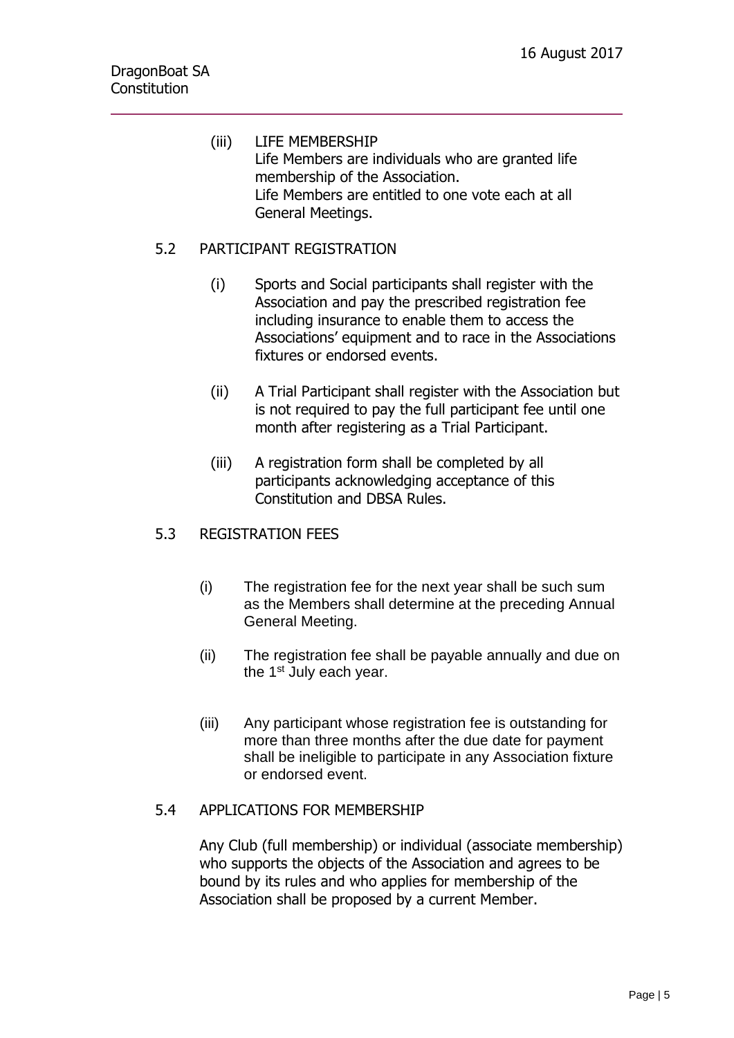(iii) LIFE MEMBERSHIP
Life Members are individuals who are granted life membership of the Association.
Life Members are entitled to one vote each at all General Meetings.

### 5.2 PARTICIPANT REGISTRATION

(i) Sports and Social participants shall register with the Association and pay the prescribed registration fee including insurance to enable them to access the Associations' equipment and to race in the Associations fixtures or endorsed events.

(ii) A Trial Participant shall register with the Association but is not required to pay the full participant fee until one month after registering as a Trial Participant.

(iii) A registration form shall be completed by all participants acknowledging acceptance of this Constitution and DBSA Rules.

### 5.3 REGISTRATION FEES

(i) The registration fee for the next year shall be such sum as the Members shall determine at the preceding Annual General Meeting.

(ii) The registration fee shall be payable annually and due on the 1st July each year.

(iii) Any participant whose registration fee is outstanding for more than three months after the due date for payment shall be ineligible to participate in any Association fixture or endorsed event.

### 5.4 APPLICATIONS FOR MEMBERSHIP

Any Club (full membership) or individual (associate membership) who supports the objects of the Association and agrees to be bound by its rules and who applies for membership of the Association shall be proposed by a current Member.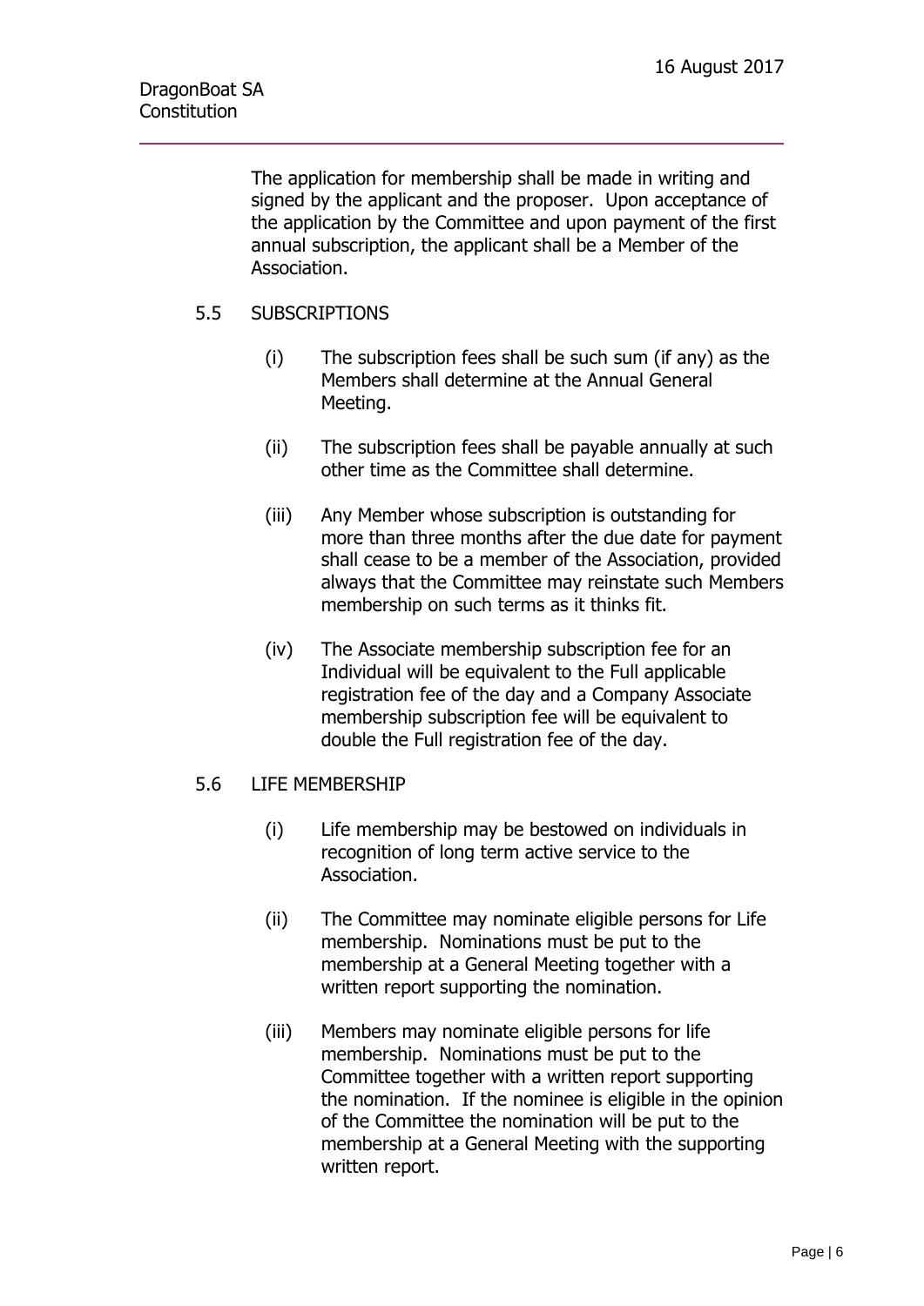The application for membership shall be made in writing and signed by the applicant and the proposer. Upon acceptance of the application by the Committee and upon payment of the first annual subscription, the applicant shall be a Member of the Association.

### 5.5 SUBSCRIPTIONS

(i) The subscription fees shall be such sum (if any) as the Members shall determine at the Annual General Meeting.

(ii) The subscription fees shall be payable annually at such other time as the Committee shall determine.

(iii) Any Member whose subscription is outstanding for more than three months after the due date for payment shall cease to be a member of the Association, provided always that the Committee may reinstate such Members membership on such terms as it thinks fit.

(iv) The Associate membership subscription fee for an Individual will be equivalent to the Full applicable registration fee of the day and a Company Associate membership subscription fee will be equivalent to double the Full registration fee of the day.

### 5.6 LIFE MEMBERSHIP

(i) Life membership may be bestowed on individuals in recognition of long term active service to the Association.

(ii) The Committee may nominate eligible persons for Life membership. Nominations must be put to the membership at a General Meeting together with a written report supporting the nomination.

(iii) Members may nominate eligible persons for life membership. Nominations must be put to the Committee together with a written report supporting the nomination. If the nominee is eligible in the opinion of the Committee the nomination will be put to the membership at a General Meeting with the supporting written report.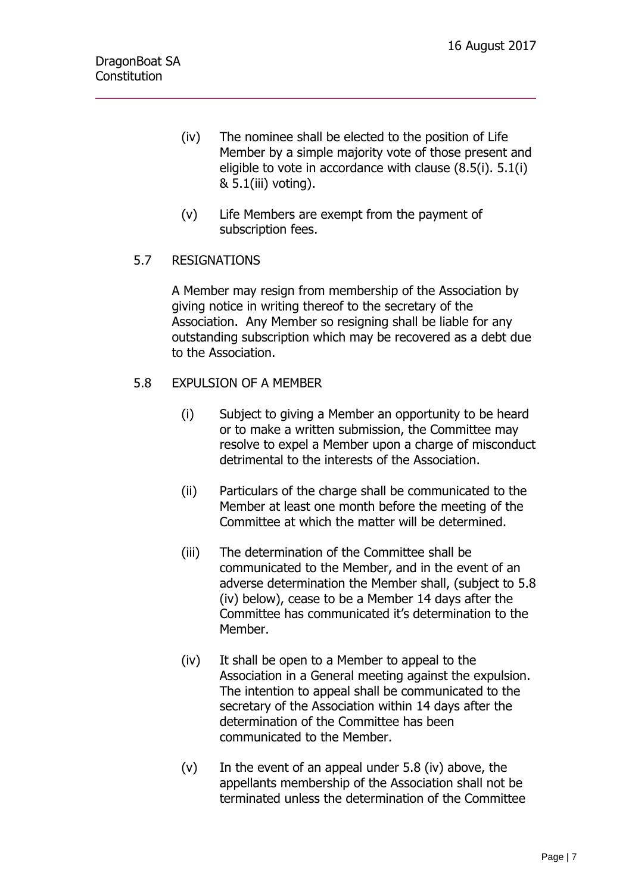(iv) The nominee shall be elected to the position of Life Member by a simple majority vote of those present and eligible to vote in accordance with clause (8.5(i). 5.1(i) & 5.1(iii) voting).

(v) Life Members are exempt from the payment of subscription fees.

## 5.7 RESIGNATIONS

A Member may resign from membership of the Association by giving notice in writing thereof to the secretary of the Association. Any Member so resigning shall be liable for any outstanding subscription which may be recovered as a debt due to the Association.

## 5.8 EXPULSION OF A MEMBER

(i) Subject to giving a Member an opportunity to be heard or to make a written submission, the Committee may resolve to expel a Member upon a charge of misconduct detrimental to the interests of the Association.

(ii) Particulars of the charge shall be communicated to the Member at least one month before the meeting of the Committee at which the matter will be determined.

(iii) The determination of the Committee shall be communicated to the Member, and in the event of an adverse determination the Member shall, (subject to 5.8 (iv) below), cease to be a Member 14 days after the Committee has communicated it's determination to the Member.

(iv) It shall be open to a Member to appeal to the Association in a General meeting against the expulsion. The intention to appeal shall be communicated to the secretary of the Association within 14 days after the determination of the Committee has been communicated to the Member.

(v) In the event of an appeal under 5.8 (iv) above, the appellants membership of the Association shall not be terminated unless the determination of the Committee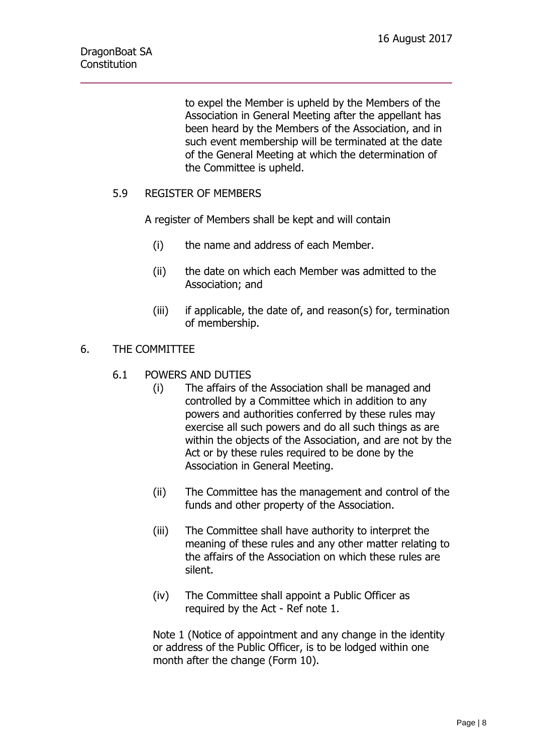to expel the Member is upheld by the Members of the Association in General Meeting after the appellant has been heard by the Members of the Association, and in such event membership will be terminated at the date of the General Meeting at which the determination of the Committee is upheld.

### 5.9 REGISTER OF MEMBERS

A register of Members shall be kept and will contain

(i) the name and address of each Member.

(ii) the date on which each Member was admitted to the Association; and

(iii) if applicable, the date of, and reason(s) for, termination of membership.

## 6. THE COMMITTEE

### 6.1 POWERS AND DUTIES

(i) The affairs of the Association shall be managed and controlled by a Committee which in addition to any powers and authorities conferred by these rules may exercise all such powers and do all such things as are within the objects of the Association, and are not by the Act or by these rules required to be done by the Association in General Meeting.

(ii) The Committee has the management and control of the funds and other property of the Association.

(iii) The Committee shall have authority to interpret the meaning of these rules and any other matter relating to the affairs of the Association on which these rules are silent.

(iv) The Committee shall appoint a Public Officer as required by the Act - Ref note 1.

Note 1 (Notice of appointment and any change in the identity or address of the Public Officer, is to be lodged within one month after the change (Form 10).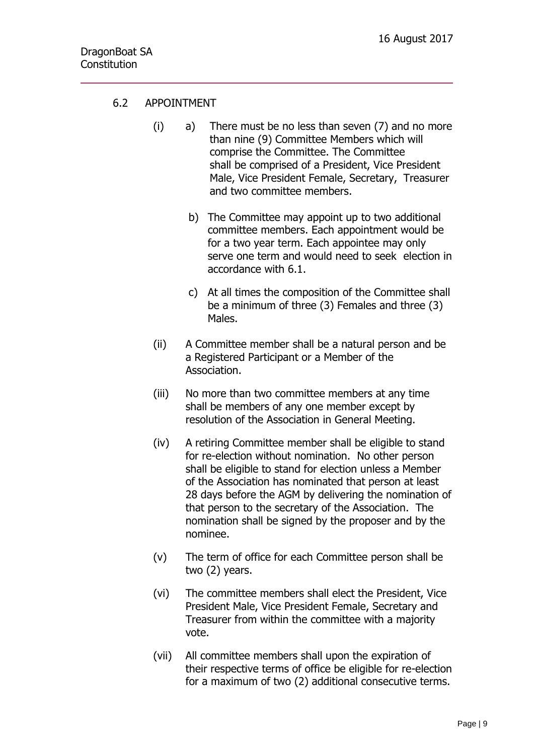## 6.2 APPOINTMENT

(i) a) There must be no less than seven (7) and no more than nine (9) Committee Members which will comprise the Committee. The Committee shall be comprised of a President, Vice President Male, Vice President Female, Secretary, Treasurer and two committee members.

b) The Committee may appoint up to two additional committee members. Each appointment would be for a two year term. Each appointee may only serve one term and would need to seek election in accordance with 6.1.

c) At all times the composition of the Committee shall be a minimum of three (3) Females and three (3) Males.

(ii) A Committee member shall be a natural person and be a Registered Participant or a Member of the Association.

(iii) No more than two committee members at any time shall be members of any one member except by resolution of the Association in General Meeting.

(iv) A retiring Committee member shall be eligible to stand for re-election without nomination. No other person shall be eligible to stand for election unless a Member of the Association has nominated that person at least 28 days before the AGM by delivering the nomination of that person to the secretary of the Association. The nomination shall be signed by the proposer and by the nominee.

(v) The term of office for each Committee person shall be two (2) years.

(vi) The committee members shall elect the President, Vice President Male, Vice President Female, Secretary and Treasurer from within the committee with a majority vote.

(vii) All committee members shall upon the expiration of their respective terms of office be eligible for re-election for a maximum of two (2) additional consecutive terms.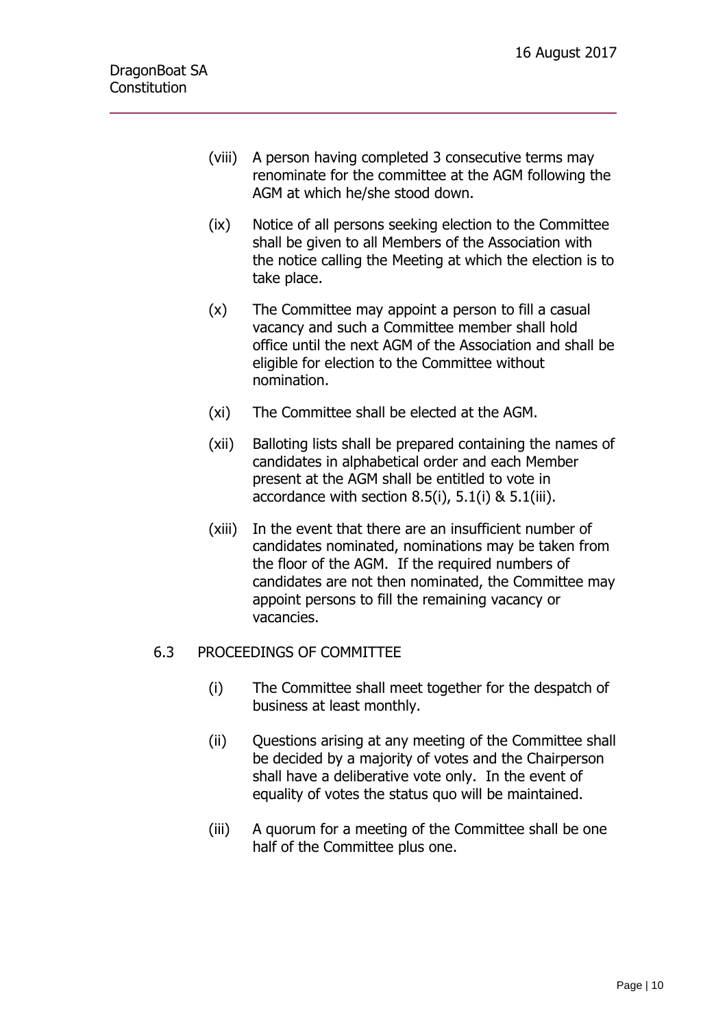(viii) A person having completed 3 consecutive terms may renominate for the committee at the AGM following the AGM at which he/she stood down.

(ix) Notice of all persons seeking election to the Committee shall be given to all Members of the Association with the notice calling the Meeting at which the election is to take place.

(x) The Committee may appoint a person to fill a casual vacancy and such a Committee member shall hold office until the next AGM of the Association and shall be eligible for election to the Committee without nomination.

(xi) The Committee shall be elected at the AGM.

(xii) Balloting lists shall be prepared containing the names of candidates in alphabetical order and each Member present at the AGM shall be entitled to vote in accordance with section 8.5(i), 5.1(i) & 5.1(iii).

(xiii) In the event that there are an insufficient number of candidates nominated, nominations may be taken from the floor of the AGM. If the required numbers of candidates are not then nominated, the Committee may appoint persons to fill the remaining vacancy or vacancies.

## 6.3 PROCEEDINGS OF COMMITTEE

(i) The Committee shall meet together for the despatch of business at least monthly.

(ii) Questions arising at any meeting of the Committee shall be decided by a majority of votes and the Chairperson shall have a deliberative vote only. In the event of equality of votes the status quo will be maintained.

(iii) A quorum for a meeting of the Committee shall be one half of the Committee plus one.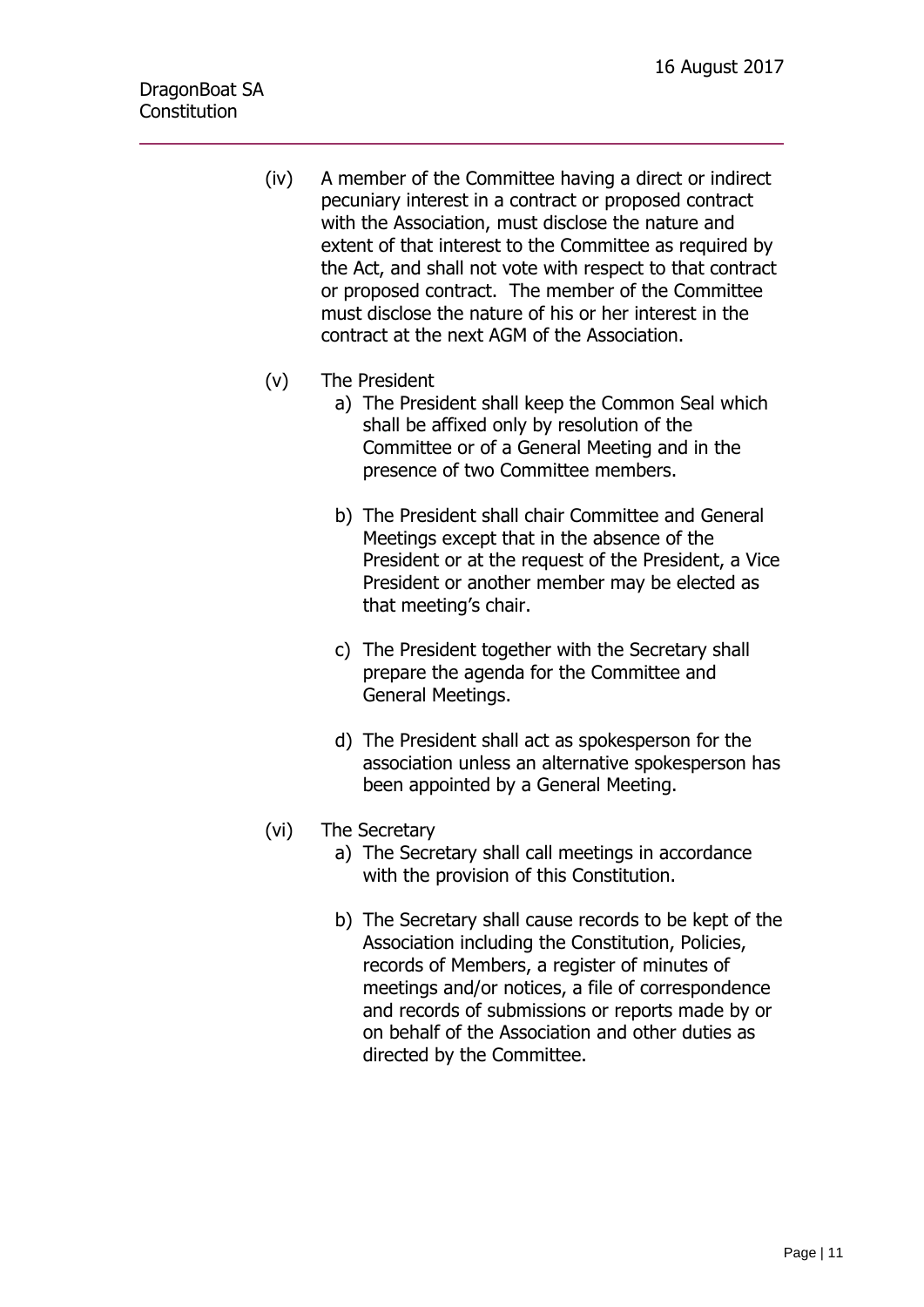(iv) A member of the Committee having a direct or indirect pecuniary interest in a contract or proposed contract with the Association, must disclose the nature and extent of that interest to the Committee as required by the Act, and shall not vote with respect to that contract or proposed contract. The member of the Committee must disclose the nature of his or her interest in the contract at the next AGM of the Association.

(v) The President

a) The President shall keep the Common Seal which shall be affixed only by resolution of the Committee or of a General Meeting and in the presence of two Committee members.

b) The President shall chair Committee and General Meetings except that in the absence of the President or at the request of the President, a Vice President or another member may be elected as that meeting's chair.

c) The President together with the Secretary shall prepare the agenda for the Committee and General Meetings.

d) The President shall act as spokesperson for the association unless an alternative spokesperson has been appointed by a General Meeting.

(vi) The Secretary

a) The Secretary shall call meetings in accordance with the provision of this Constitution.

b) The Secretary shall cause records to be kept of the Association including the Constitution, Policies, records of Members, a register of minutes of meetings and/or notices, a file of correspondence and records of submissions or reports made by or on behalf of the Association and other duties as directed by the Committee.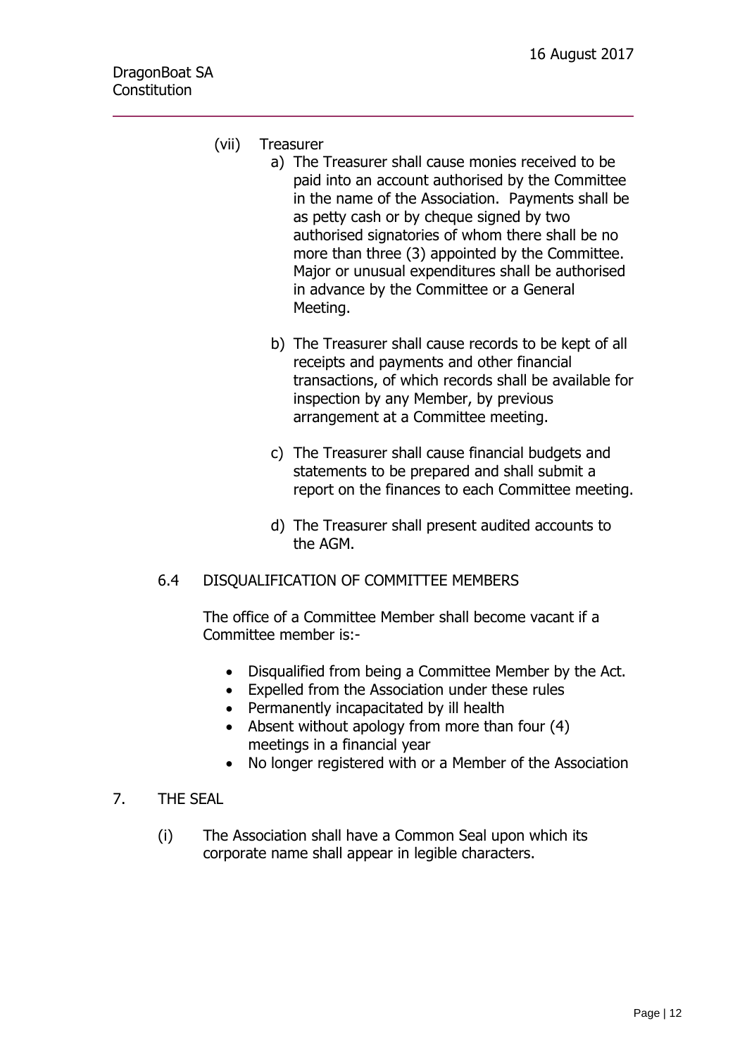(vii) Treasurer

a) The Treasurer shall cause monies received to be paid into an account authorised by the Committee in the name of the Association. Payments shall be as petty cash or by cheque signed by two authorised signatories of whom there shall be no more than three (3) appointed by the Committee. Major or unusual expenditures shall be authorised in advance by the Committee or a General Meeting.

b) The Treasurer shall cause records to be kept of all receipts and payments and other financial transactions, of which records shall be available for inspection by any Member, by previous arrangement at a Committee meeting.

c) The Treasurer shall cause financial budgets and statements to be prepared and shall submit a report on the finances to each Committee meeting.

d) The Treasurer shall present audited accounts to the AGM.

### 6.4 DISQUALIFICATION OF COMMITTEE MEMBERS

The office of a Committee Member shall become vacant if a Committee member is:-

- Disqualified from being a Committee Member by the Act.
- Expelled from the Association under these rules
- Permanently incapacitated by ill health
- Absent without apology from more than four (4) meetings in a financial year
- No longer registered with or a Member of the Association

## 7. THE SEAL

(i) The Association shall have a Common Seal upon which its corporate name shall appear in legible characters.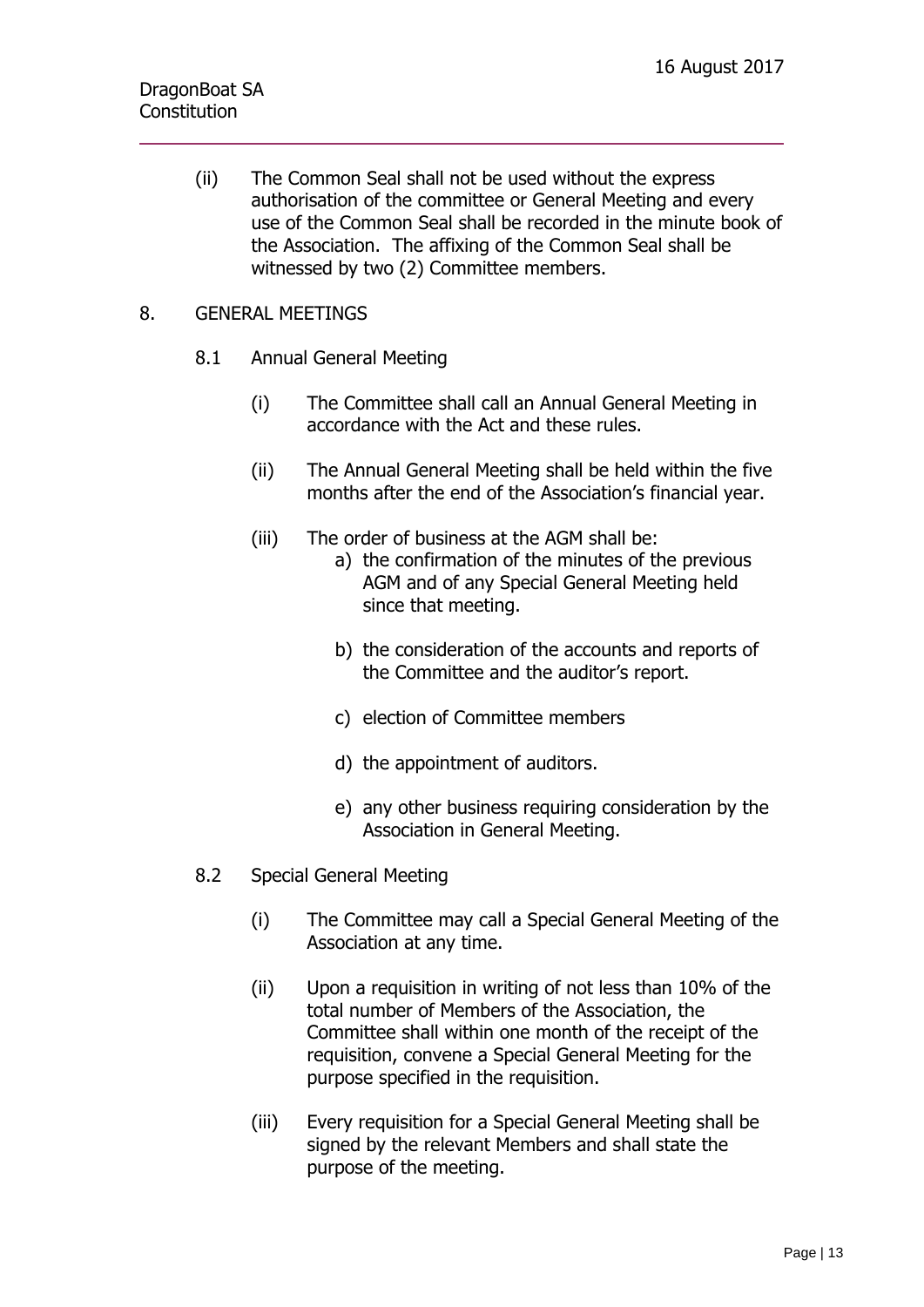(ii) The Common Seal shall not be used without the express authorisation of the committee or General Meeting and every use of the Common Seal shall be recorded in the minute book of the Association. The affixing of the Common Seal shall be witnessed by two (2) Committee members.

## 8. GENERAL MEETINGS

### 8.1 Annual General Meeting

(i) The Committee shall call an Annual General Meeting in accordance with the Act and these rules.

(ii) The Annual General Meeting shall be held within the five months after the end of the Association's financial year.

(iii) The order of business at the AGM shall be:

a) the confirmation of the minutes of the previous AGM and of any Special General Meeting held since that meeting.

b) the consideration of the accounts and reports of the Committee and the auditor's report.

c) election of Committee members

d) the appointment of auditors.

e) any other business requiring consideration by the Association in General Meeting.

### 8.2 Special General Meeting

(i) The Committee may call a Special General Meeting of the Association at any time.

(ii) Upon a requisition in writing of not less than 10% of the total number of Members of the Association, the Committee shall within one month of the receipt of the requisition, convene a Special General Meeting for the purpose specified in the requisition.

(iii) Every requisition for a Special General Meeting shall be signed by the relevant Members and shall state the purpose of the meeting.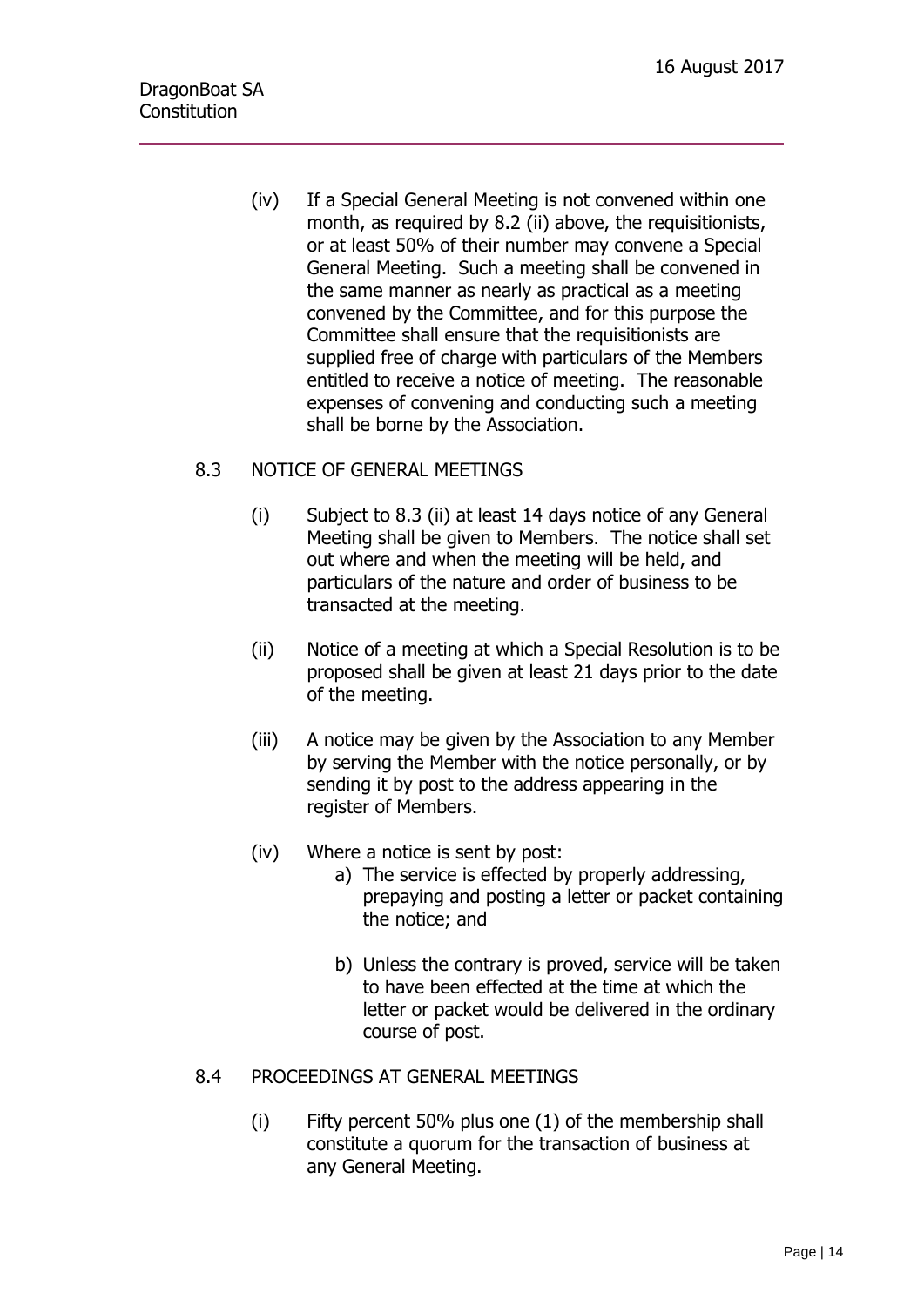(iv) If a Special General Meeting is not convened within one month, as required by 8.2 (ii) above, the requisitionists, or at least 50% of their number may convene a Special General Meeting. Such a meeting shall be convened in the same manner as nearly as practical as a meeting convened by the Committee, and for this purpose the Committee shall ensure that the requisitionists are supplied free of charge with particulars of the Members entitled to receive a notice of meeting. The reasonable expenses of convening and conducting such a meeting shall be borne by the Association.

## 8.3 NOTICE OF GENERAL MEETINGS

(i) Subject to 8.3 (ii) at least 14 days notice of any General Meeting shall be given to Members. The notice shall set out where and when the meeting will be held, and particulars of the nature and order of business to be transacted at the meeting.

(ii) Notice of a meeting at which a Special Resolution is to be proposed shall be given at least 21 days prior to the date of the meeting.

(iii) A notice may be given by the Association to any Member by serving the Member with the notice personally, or by sending it by post to the address appearing in the register of Members.

(iv) Where a notice is sent by post:

a) The service is effected by properly addressing, prepaying and posting a letter or packet containing the notice; and

b) Unless the contrary is proved, service will be taken to have been effected at the time at which the letter or packet would be delivered in the ordinary course of post.

## 8.4 PROCEEDINGS AT GENERAL MEETINGS

(i) Fifty percent 50% plus one (1) of the membership shall constitute a quorum for the transaction of business at any General Meeting.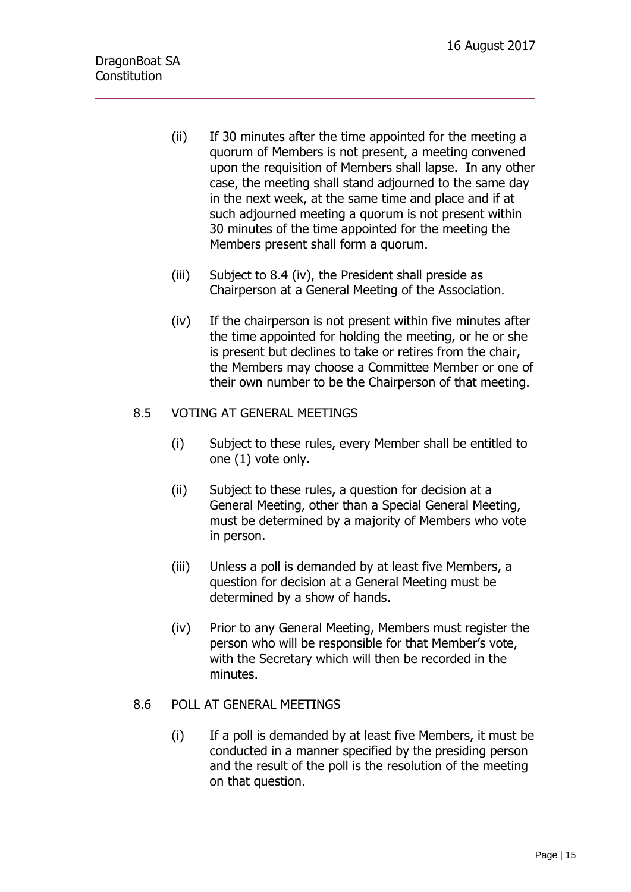(ii) If 30 minutes after the time appointed for the meeting a quorum of Members is not present, a meeting convened upon the requisition of Members shall lapse. In any other case, the meeting shall stand adjourned to the same day in the next week, at the same time and place and if at such adjourned meeting a quorum is not present within 30 minutes of the time appointed for the meeting the Members present shall form a quorum.

(iii) Subject to 8.4 (iv), the President shall preside as Chairperson at a General Meeting of the Association.

(iv) If the chairperson is not present within five minutes after the time appointed for holding the meeting, or he or she is present but declines to take or retires from the chair, the Members may choose a Committee Member or one of their own number to be the Chairperson of that meeting.

### 8.5 VOTING AT GENERAL MEETINGS

(i) Subject to these rules, every Member shall be entitled to one (1) vote only.

(ii) Subject to these rules, a question for decision at a General Meeting, other than a Special General Meeting, must be determined by a majority of Members who vote in person.

(iii) Unless a poll is demanded by at least five Members, a question for decision at a General Meeting must be determined by a show of hands.

(iv) Prior to any General Meeting, Members must register the person who will be responsible for that Member's vote, with the Secretary which will then be recorded in the minutes.

### 8.6 POLL AT GENERAL MEETINGS

(i) If a poll is demanded by at least five Members, it must be conducted in a manner specified by the presiding person and the result of the poll is the resolution of the meeting on that question.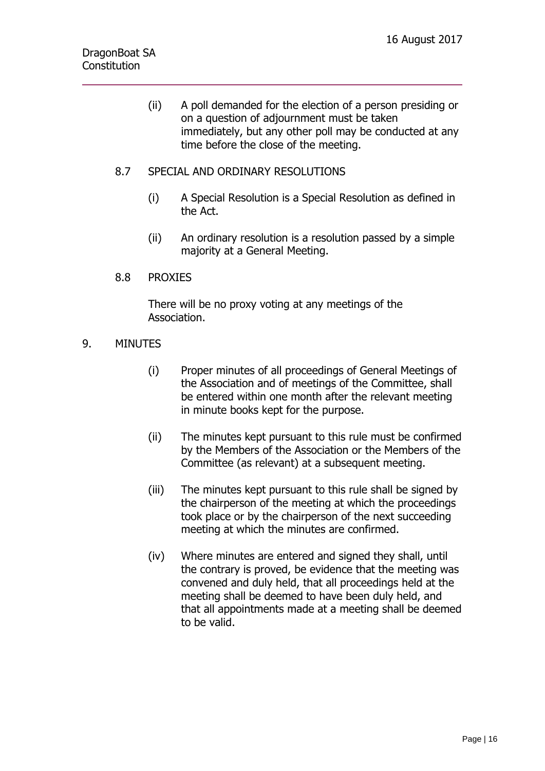(ii) A poll demanded for the election of a person presiding or on a question of adjournment must be taken immediately, but any other poll may be conducted at any time before the close of the meeting.

### 8.7 SPECIAL AND ORDINARY RESOLUTIONS

(i) A Special Resolution is a Special Resolution as defined in the Act.

(ii) An ordinary resolution is a resolution passed by a simple majority at a General Meeting.

### 8.8 PROXIES

There will be no proxy voting at any meetings of the Association.

## 9. MINUTES

(i) Proper minutes of all proceedings of General Meetings of the Association and of meetings of the Committee, shall be entered within one month after the relevant meeting in minute books kept for the purpose.

(ii) The minutes kept pursuant to this rule must be confirmed by the Members of the Association or the Members of the Committee (as relevant) at a subsequent meeting.

(iii) The minutes kept pursuant to this rule shall be signed by the chairperson of the meeting at which the proceedings took place or by the chairperson of the next succeeding meeting at which the minutes are confirmed.

(iv) Where minutes are entered and signed they shall, until the contrary is proved, be evidence that the meeting was convened and duly held, that all proceedings held at the meeting shall be deemed to have been duly held, and that all appointments made at a meeting shall be deemed to be valid.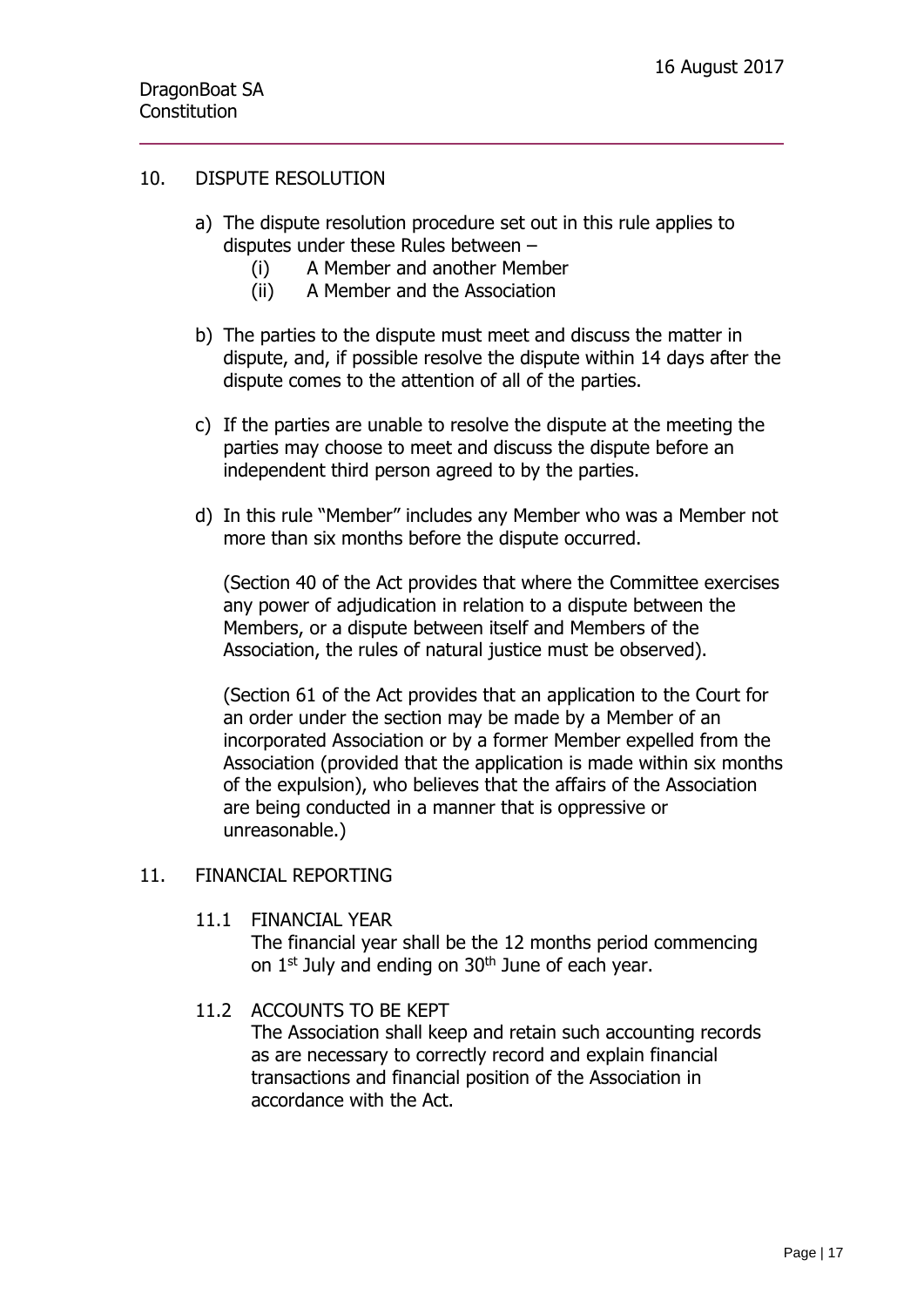## 10. DISPUTE RESOLUTION

a) The dispute resolution procedure set out in this rule applies to disputes under these Rules between –
   - (i) A Member and another Member
   - (ii) A Member and the Association

b) The parties to the dispute must meet and discuss the matter in dispute, and, if possible resolve the dispute within 14 days after the dispute comes to the attention of all of the parties.

c) If the parties are unable to resolve the dispute at the meeting the parties may choose to meet and discuss the dispute before an independent third person agreed to by the parties.

d) In this rule "Member" includes any Member who was a Member not more than six months before the dispute occurred.

(Section 40 of the Act provides that where the Committee exercises any power of adjudication in relation to a dispute between the Members, or a dispute between itself and Members of the Association, the rules of natural justice must be observed).

(Section 61 of the Act provides that an application to the Court for an order under the section may be made by a Member of an incorporated Association or by a former Member expelled from the Association (provided that the application is made within six months of the expulsion), who believes that the affairs of the Association are being conducted in a manner that is oppressive or unreasonable.)

## 11. FINANCIAL REPORTING

### 11.1 FINANCIAL YEAR

The financial year shall be the 12 months period commencing on 1st July and ending on 30th June of each year.

### 11.2 ACCOUNTS TO BE KEPT

The Association shall keep and retain such accounting records as are necessary to correctly record and explain financial transactions and financial position of the Association in accordance with the Act.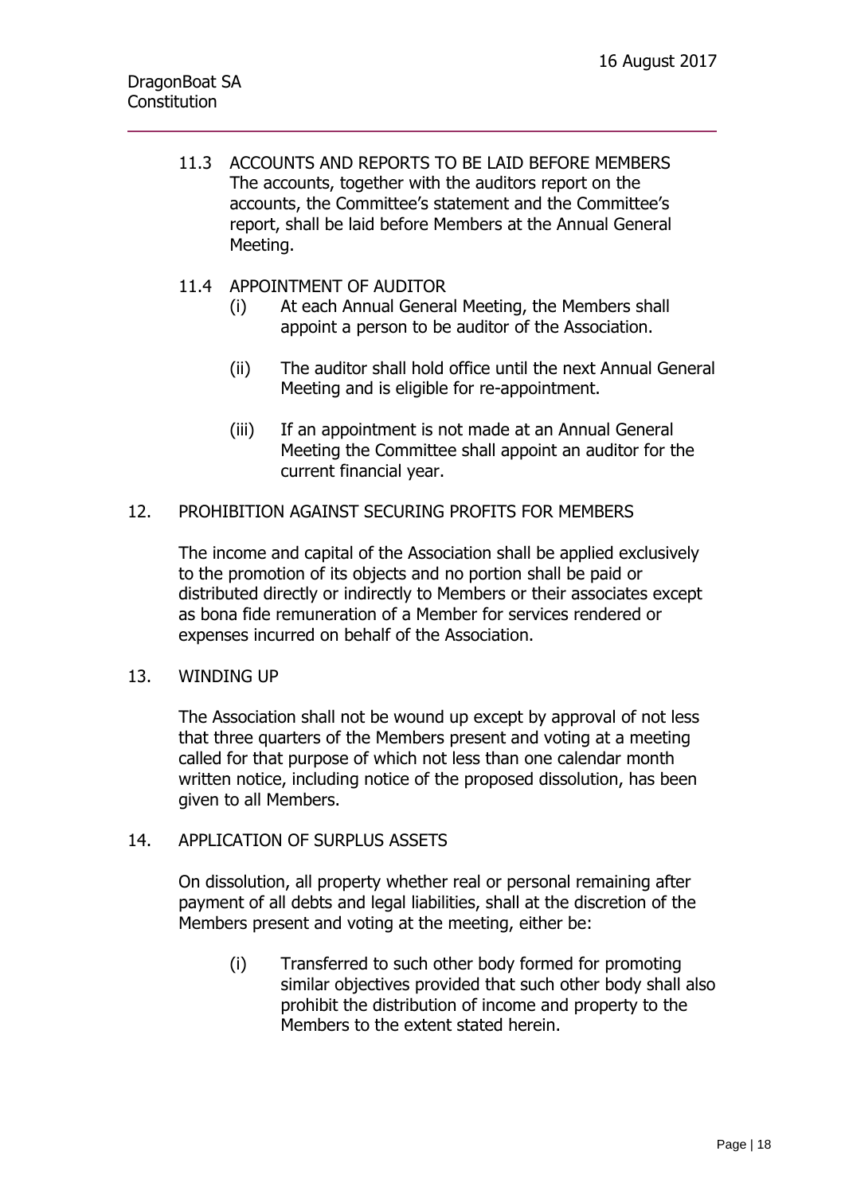11.3 ACCOUNTS AND REPORTS TO BE LAID BEFORE MEMBERS
The accounts, together with the auditors report on the accounts, the Committee's statement and the Committee's report, shall be laid before Members at the Annual General Meeting.

11.4 APPOINTMENT OF AUDITOR

(i) At each Annual General Meeting, the Members shall appoint a person to be auditor of the Association.

(ii) The auditor shall hold office until the next Annual General Meeting and is eligible for re-appointment.

(iii) If an appointment is not made at an Annual General Meeting the Committee shall appoint an auditor for the current financial year.

## 12. PROHIBITION AGAINST SECURING PROFITS FOR MEMBERS

The income and capital of the Association shall be applied exclusively to the promotion of its objects and no portion shall be paid or distributed directly or indirectly to Members or their associates except as bona fide remuneration of a Member for services rendered or expenses incurred on behalf of the Association.

## 13. WINDING UP

The Association shall not be wound up except by approval of not less that three quarters of the Members present and voting at a meeting called for that purpose of which not less than one calendar month written notice, including notice of the proposed dissolution, has been given to all Members.

## 14. APPLICATION OF SURPLUS ASSETS

On dissolution, all property whether real or personal remaining after payment of all debts and legal liabilities, shall at the discretion of the Members present and voting at the meeting, either be:

(i) Transferred to such other body formed for promoting similar objectives provided that such other body shall also prohibit the distribution of income and property to the Members to the extent stated herein.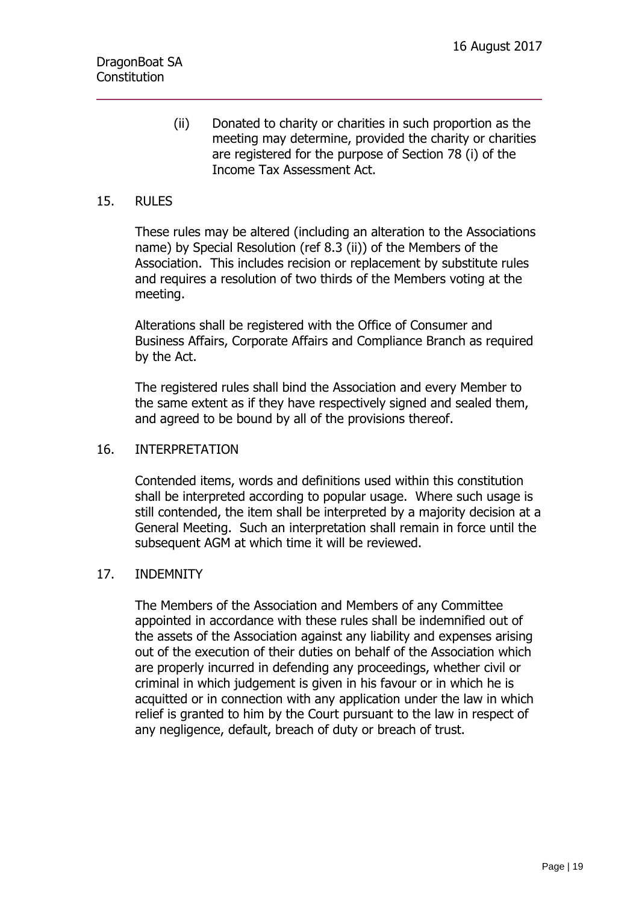(ii) Donated to charity or charities in such proportion as the meeting may determine, provided the charity or charities are registered for the purpose of Section 78 (i) of the Income Tax Assessment Act.

## 15. RULES

These rules may be altered (including an alteration to the Associations name) by Special Resolution (ref 8.3 (ii)) of the Members of the Association. This includes recision or replacement by substitute rules and requires a resolution of two thirds of the Members voting at the meeting.

Alterations shall be registered with the Office of Consumer and Business Affairs, Corporate Affairs and Compliance Branch as required by the Act.

The registered rules shall bind the Association and every Member to the same extent as if they have respectively signed and sealed them, and agreed to be bound by all of the provisions thereof.

## 16. INTERPRETATION

Contended items, words and definitions used within this constitution shall be interpreted according to popular usage. Where such usage is still contended, the item shall be interpreted by a majority decision at a General Meeting. Such an interpretation shall remain in force until the subsequent AGM at which time it will be reviewed.

## 17. INDEMNITY

The Members of the Association and Members of any Committee appointed in accordance with these rules shall be indemnified out of the assets of the Association against any liability and expenses arising out of the execution of their duties on behalf of the Association which are properly incurred in defending any proceedings, whether civil or criminal in which judgement is given in his favour or in which he is acquitted or in connection with any application under the law in which relief is granted to him by the Court pursuant to the law in respect of any negligence, default, breach of duty or breach of trust.